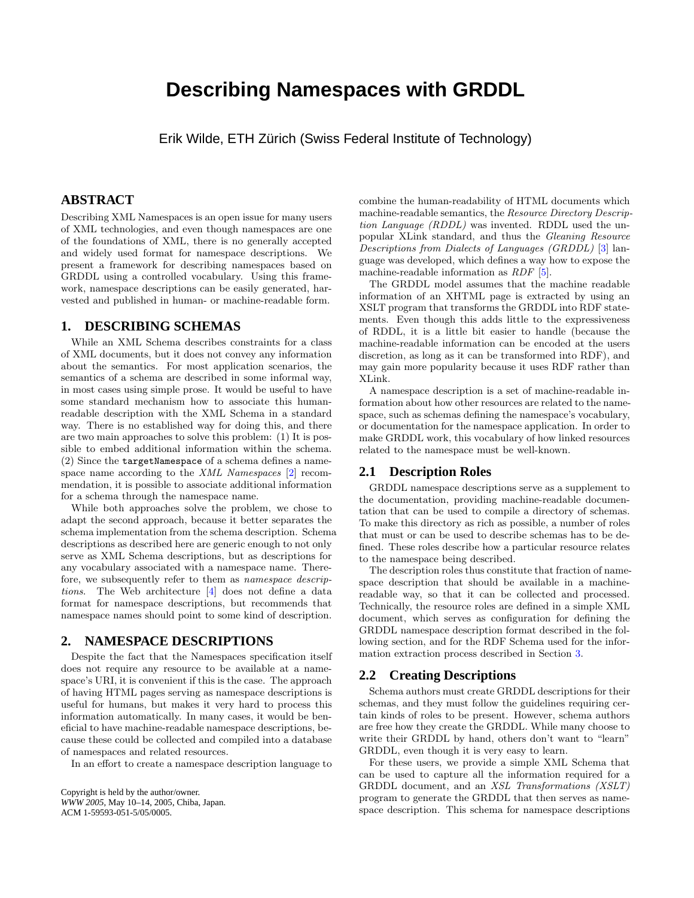# Describing Namespaces with GRDDL

Erik Wilde, ETH Zürich (Swiss Federal Institute of Technology)

## ABSTRACT

Describing XML Namespaces is an open issue for many users of XML technologies, and even though namespaces are one of the foundations of XML, there is no generally accepted and widely used format for namespace descriptions. We present a framework for describing namespaces based on GRDDL using a controlled vocabulary. Using this framework, namespace descriptions can be easily generated, harvested and published in human- or machine-readable form.

## 1. DESCRIBING SCHEMAS

While an XML Schema describes constraints for a class of XML documents, but it does not convey any information about the semantics. For most application scenarios, the semantics of a schema are described in some informal way, in most cases using simple prose. It would be useful to have some standard mechanism how to associate this human-readable description with the XML Schema in a standard way. There is no established way for doing this, and there are two main approaches to solve this problem: (1) It is possible to embed additional information within the schema. (2) Since the `targetNamespace` of a schema defines a namespace name according to the *XML Namespaces* [2] recommendation, it is possible to associate additional information for a schema through the namespace name.

While both approaches solve the problem, we chose to adapt the second approach, because it better separates the schema implementation from the schema description. Schema descriptions as described here are generic enough to not only serve as XML Schema descriptions, but as descriptions for any vocabulary associated with a namespace name. Therefore, we subsequently refer to them as *namespace descriptions*. The Web architecture [4] does not define a data format for namespace descriptions, but recommends that namespace names should point to some kind of description.

## 2. NAMESPACE DESCRIPTIONS

Despite the fact that the Namespaces specification itself does not require any resource to be available at a namespace's URI, it is convenient if this is the case. The approach of having HTML pages serving as namespace descriptions is useful for humans, but makes it very hard to process this information automatically. In many cases, it would be beneficial to have machine-readable namespace descriptions, because these could be collected and compiled into a database of namespaces and related resources.

In an effort to create a namespace description language to combine the human-readability of HTML documents which machine-readable semantics, the *Resource Directory Description Language (RDDL)* was invented. RDDL used the unpopular XLink standard, and thus the *Gleaning Resource Descriptions from Dialects of Languages (GRDDL)* [3] language was developed, which defines a way how to expose the machine-readable information as *RDF* [5].

The GRDDL model assumes that the machine readable information of an XHTML page is extracted by using an XSLT program that transforms the GRDDL into RDF statements. Even though this adds little to the expressiveness of RDDL, it is a little bit easier to handle (because the machine-readable information can be encoded at the users discretion, as long as it can be transformed into RDF), and may gain more popularity because it uses RDF rather than XLink.

A namespace description is a set of machine-readable information about how other resources are related to the namespace, such as schemas defining the namespace's vocabulary, or documentation for the namespace application. In order to make GRDDL work, this vocabulary of how linked resources related to the namespace must be well-known.

### 2.1 Description Roles

GRDDL namespace descriptions serve as a supplement to the documentation, providing machine-readable documentation that can be used to compile a directory of schemas. To make this directory as rich as possible, a number of roles that must or can be used to describe schemas has to be defined. These roles describe how a particular resource relates to the namespace being described.

The description roles thus constitute that fraction of namespace description that should be available in a machine-readable way, so that it can be collected and processed. Technically, the resource roles are defined in a simple XML document, which serves as configuration for defining the GRDDL namespace description format described in the following section, and for the RDF Schema used for the information extraction process described in Section 3.

### 2.2 Creating Descriptions

Schema authors must create GRDDL descriptions for their schemas, and they must follow the guidelines requiring certain kinds of roles to be present. However, schema authors are free how they create the GRDDL. While many choose to write their GRDDL by hand, others don't want to "learn" GRDDL, even though it is very easy to learn.

For these users, we provide a simple XML Schema that can be used to capture all the information required for a GRDDL document, and an *XSL Transformations (XSLT)* program to generate the GRDDL that then serves as namespace description. This schema for namespace descriptions

Copyright is held by the author/owner.
*WWW 2005*, May 10–14, 2005, Chiba, Japan.
ACM 1-59593-051-5/05/0005.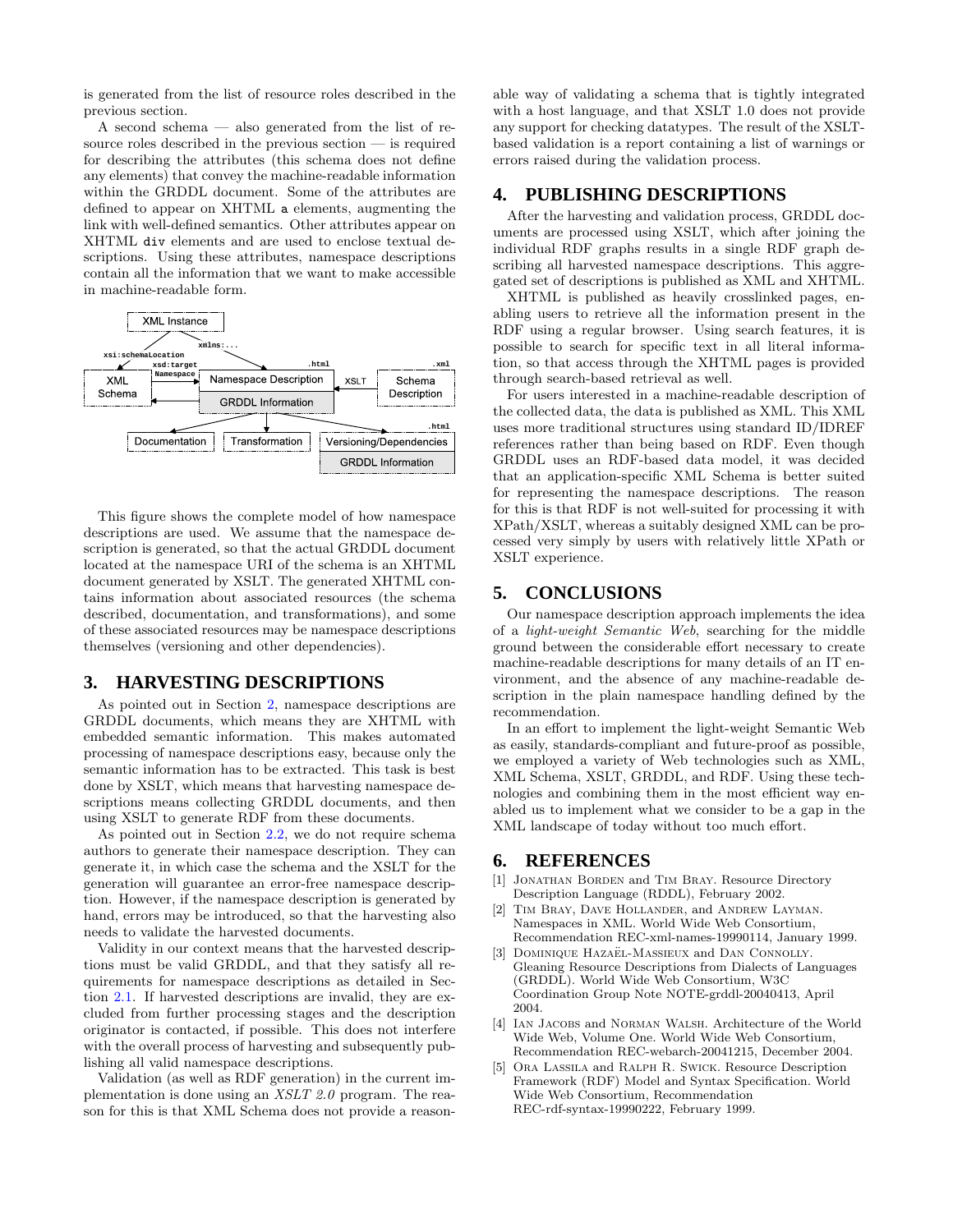is generated from the list of resource roles described in the previous section.

A second schema — also generated from the list of resource roles described in the previous section — is required for describing the attributes (this schema does not define any elements) that convey the machine-readable information within the GRDDL document. Some of the attributes are defined to appear on XHTML `a` elements, augmenting the link with well-defined semantics. Other attributes appear on XHTML `div` elements and are used to enclose textual descriptions. Using these attributes, namespace descriptions contain all the information that we want to make accessible in machine-readable form.

XML Instance

xsi:schemaLocation

xmlns:...

xsd:target Namespace

XML Schema

.html

Namespace Description

GRDDL Information

XSLT

.xml

Schema Description

Documentation

Transformation

.html

Versioning/Dependencies

GRDDL Information

This figure shows the complete model of how namespace descriptions are used. We assume that the namespace description is generated, so that the actual GRDDL document located at the namespace URI of the schema is an XHTML document generated by XSLT. The generated XHTML contains information about associated resources (the schema described, documentation, and transformations), and some of these associated resources may be namespace descriptions themselves (versioning and other dependencies).

## 3. HARVESTING DESCRIPTIONS

As pointed out in Section 2, namespace descriptions are GRDDL documents, which means they are XHTML with embedded semantic information. This makes automated processing of namespace descriptions easy, because only the semantic information has to be extracted. This task is best done by XSLT, which means that harvesting namespace descriptions means collecting GRDDL documents, and then using XSLT to generate RDF from these documents.

As pointed out in Section 2.2, we do not require schema authors to generate their namespace description. They can generate it, in which case the schema and the XSLT for the generation will guarantee an error-free namespace description. However, if the namespace description is generated by hand, errors may be introduced, so that the harvesting also needs to validate the harvested documents.

Validity in our context means that the harvested descriptions must be valid GRDDL, and that they satisfy all requirements for namespace descriptions as detailed in Section 2.1. If harvested descriptions are invalid, they are excluded from further processing stages and the description originator is contacted, if possible. This does not interfere with the overall process of harvesting and subsequently publishing all valid namespace descriptions.

Validation (as well as RDF generation) in the current implementation is done using an *XSLT 2.0* program. The reason for this is that XML Schema does not provide a reasonable way of validating a schema that is tightly integrated with a host language, and that XSLT 1.0 does not provide any support for checking datatypes. The result of the XSLT-based validation is a report containing a list of warnings or errors raised during the validation process.

## 4. PUBLISHING DESCRIPTIONS

After the harvesting and validation process, GRDDL documents are processed using XSLT, which after joining the individual RDF graphs results in a single RDF graph describing all harvested namespace descriptions. This aggregated set of descriptions is published as XML and XHTML.

XHTML is published as heavily crosslinked pages, enabling users to retrieve all the information present in the RDF using a regular browser. Using search features, it is possible to search for specific text in all literal information, so that access through the XHTML pages is provided through search-based retrieval as well.

For users interested in a machine-readable description of the collected data, the data is published as XML. This XML uses more traditional structures using standard ID/IDREF references rather than being based on RDF. Even though GRDDL uses an RDF-based data model, it was decided that an application-specific XML Schema is better suited for representing the namespace descriptions. The reason for this is that RDF is not well-suited for processing it with XPath/XSLT, whereas a suitably designed XML can be processed very simply by users with relatively little XPath or XSLT experience.

## 5. CONCLUSIONS

Our namespace description approach implements the idea of a *light-weight Semantic Web*, searching for the middle ground between the considerable effort necessary to create machine-readable descriptions for many details of an IT environment, and the absence of any machine-readable description in the plain namespace handling defined by the recommendation.

In an effort to implement the light-weight Semantic Web as easily, standards-compliant and future-proof as possible, we employed a variety of Web technologies such as XML, XML Schema, XSLT, GRDDL, and RDF. Using these technologies and combining them in the most efficient way enabled us to implement what we consider to be a gap in the XML landscape of today without too much effort.

## 6. REFERENCES

[1] Jonathan Borden and Tim Bray. Resource Directory Description Language (RDDL), February 2002.

[2] Tim Bray, Dave Hollander, and Andrew Layman. Namespaces in XML. World Wide Web Consortium, Recommendation REC-xml-names-19990114, January 1999.

[3] Dominique Hazaël-Massieux and Dan Connolly. Gleaning Resource Descriptions from Dialects of Languages (GRDDL). World Wide Web Consortium, W3C Coordination Group Note NOTE-grddl-20040413, April 2004.

[4] Ian Jacobs and Norman Walsh. Architecture of the World Wide Web, Volume One. World Wide Web Consortium, Recommendation REC-webarch-20041215, December 2004.

[5] Ora Lassila and Ralph R. Swick. Resource Description Framework (RDF) Model and Syntax Specification. World Wide Web Consortium, Recommendation REC-rdf-syntax-19990222, February 1999.